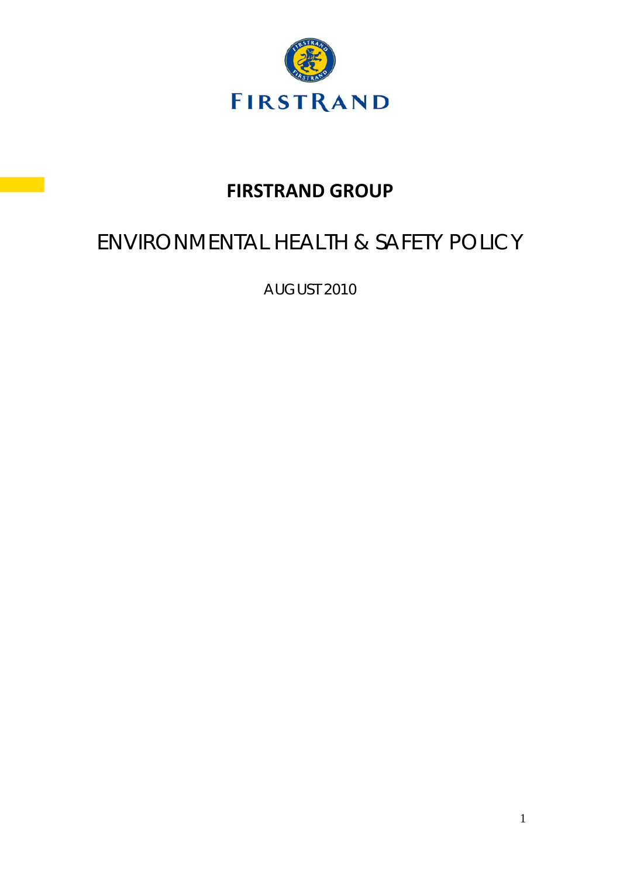FIRSTRAND

# FIRSTRAND GROUP

## ENVIRONMENTAL HEALTH & SAFETY POLICY

AUGUST 2010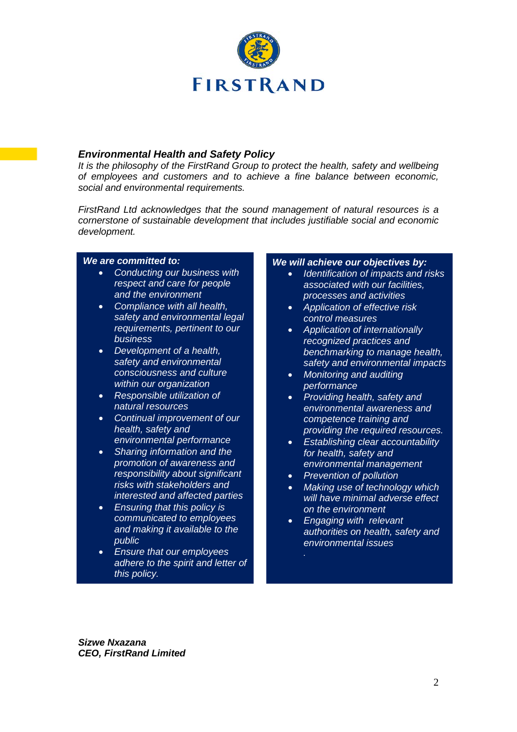FIRSTRAND

## *Environmental Health and Safety Policy*

*It is the philosophy of the FirstRand Group to protect the health, safety and wellbeing of employees and customers and to achieve a fine balance between economic, social and environmental requirements.*

*FirstRand Ltd acknowledges that the sound management of natural resources is a cornerstone of sustainable development that includes justifiable social and economic development.*

***We are committed to:***

- *Conducting our business with respect and care for people and the environment*
- *Compliance with all health, safety and environmental legal requirements, pertinent to our business*
- *Development of a health, safety and environmental consciousness and culture within our organization*
- *Responsible utilization of natural resources*
- *Continual improvement of our health, safety and environmental performance*
- *Sharing information and the promotion of awareness and responsibility about significant risks with stakeholders and interested and affected parties*
- *Ensuring that this policy is communicated to employees and making it available to the public*
- *Ensure that our employees adhere to the spirit and letter of this policy.*

***We will achieve our objectives by:***

- *Identification of impacts and risks associated with our facilities, processes and activities*
- *Application of effective risk control measures*
- *Application of internationally recognized practices and benchmarking to manage health, safety and environmental impacts*
- *Monitoring and auditing performance*
- *Providing health, safety and environmental awareness and competence training and providing the required resources.*
- *Establishing clear accountability for health, safety and environmental management*
- *Prevention of pollution*
- *Making use of technology which will have minimal adverse effect on the environment*
- *Engaging with relevant authorities on health, safety and environmental issues*

***Sizwe Nxazana***
***CEO, FirstRand Limited***